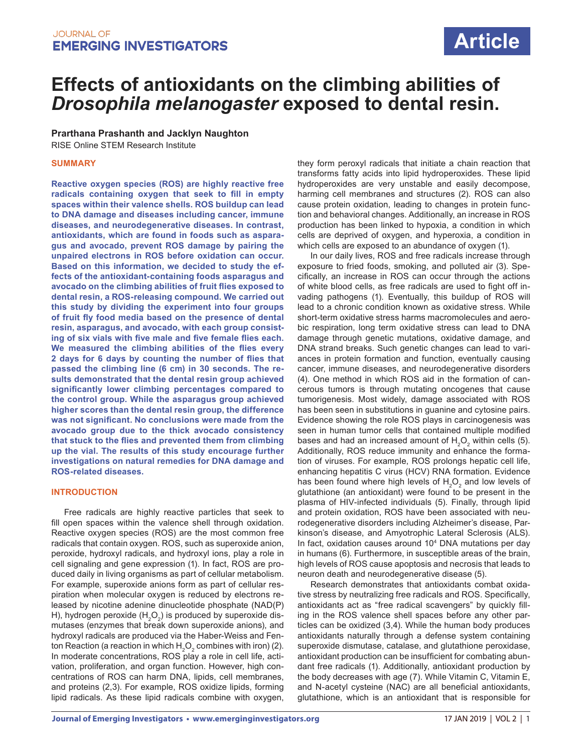# Effects of antioxidants on the climbing abilities of *Drosophila melanogaster* exposed to dental resin.

**Prarthana Prashanth and Jacklyn Naughton**

RISE Online STEM Research Institute

## SUMMARY

**Reactive oxygen species (ROS) are highly reactive free radicals containing oxygen that seek to fill in empty spaces within their valence shells. ROS buildup can lead to DNA damage and diseases including cancer, immune diseases, and neurodegenerative diseases. In contrast, antioxidants, which are found in foods such as asparagus and avocado, prevent ROS damage by pairing the unpaired electrons in ROS before oxidation can occur. Based on this information, we decided to study the effects of the antioxidant-containing foods asparagus and avocado on the climbing abilities of fruit flies exposed to dental resin, a ROS-releasing compound. We carried out this study by dividing the experiment into four groups of fruit fly food media based on the presence of dental resin, asparagus, and avocado, with each group consisting of six vials with five male and five female flies each. We measured the climbing abilities of the flies every 2 days for 6 days by counting the number of flies that passed the climbing line (6 cm) in 30 seconds. The results demonstrated that the dental resin group achieved significantly lower climbing percentages compared to the control group. While the asparagus group achieved higher scores than the dental resin group, the difference was not significant. No conclusions were made from the avocado group due to the thick avocado consistency that stuck to the flies and prevented them from climbing up the vial. The results of this study encourage further investigations on natural remedies for DNA damage and ROS-related diseases.**

## INTRODUCTION

Free radicals are highly reactive particles that seek to fill open spaces within the valence shell through oxidation. Reactive oxygen species (ROS) are the most common free radicals that contain oxygen. ROS, such as superoxide anion, peroxide, hydroxyl radicals, and hydroxyl ions, play a role in cell signaling and gene expression (1). In fact, ROS are produced daily in living organisms as part of cellular metabolism. For example, superoxide anions form as part of cellular respiration when molecular oxygen is reduced by electrons released by nicotine adenine dinucleotide phosphate (NAD(P)H), hydrogen peroxide ($H_2O_2$) is produced by superoxide dismutases (enzymes that break down superoxide anions), and hydroxyl radicals are produced via the Haber-Weiss and Fenton Reaction (a reaction in which $H_2O_2$ combines with iron) (2). In moderate concentrations, ROS play a role in cell life, activation, proliferation, and organ function. However, high concentrations of ROS can harm DNA, lipids, cell membranes, and proteins (2,3). For example, ROS oxidize lipids, forming lipid radicals. As these lipid radicals combine with oxygen, they form peroxyl radicals that initiate a chain reaction that transforms fatty acids into lipid hydroperoxides. These lipid hydroperoxides are very unstable and easily decompose, harming cell membranes and structures (2). ROS can also cause protein oxidation, leading to changes in protein function and behavioral changes. Additionally, an increase in ROS production has been linked to hypoxia, a condition in which cells are deprived of oxygen, and hyperoxia, a condition in which cells are exposed to an abundance of oxygen (1).

In our daily lives, ROS and free radicals increase through exposure to fried foods, smoking, and polluted air (3). Specifically, an increase in ROS can occur through the actions of white blood cells, as free radicals are used to fight off invading pathogens (1). Eventually, this buildup of ROS will lead to a chronic condition known as oxidative stress. While short-term oxidative stress harms macromolecules and aerobic respiration, long term oxidative stress can lead to DNA damage through genetic mutations, oxidative damage, and DNA strand breaks. Such genetic changes can lead to variances in protein formation and function, eventually causing cancer, immune diseases, and neurodegenerative disorders (4). One method in which ROS aid in the formation of cancerous tumors is through mutating oncogenes that cause tumorigenesis. Most widely, damage associated with ROS has been seen in substitutions in guanine and cytosine pairs. Evidence showing the role ROS plays in carcinogenesis was seen in human tumor cells that contained multiple modified bases and had an increased amount of $H_2O_2$ within cells (5). Additionally, ROS reduce immunity and enhance the formation of viruses. For example, ROS prolongs hepatic cell life, enhancing hepatitis C virus (HCV) RNA formation. Evidence has been found where high levels of $H_2O_2$ and low levels of glutathione (an antioxidant) were found to be present in the plasma of HIV-infected individuals (5). Finally, through lipid and protein oxidation, ROS have been associated with neurodegenerative disorders including Alzheimer's disease, Parkinson's disease, and Amyotrophic Lateral Sclerosis (ALS). In fact, oxidation causes around $10^4$ DNA mutations per day in humans (6). Furthermore, in susceptible areas of the brain, high levels of ROS cause apoptosis and necrosis that leads to neuron death and neurodegenerative disease (5).

Research demonstrates that antioxidants combat oxidative stress by neutralizing free radicals and ROS. Specifically, antioxidants act as "free radical scavengers" by quickly filling in the ROS valence shell spaces before any other particles can be oxidized (3,4). While the human body produces antioxidants naturally through a defense system containing superoxide dismutase, catalase, and glutathione peroxidase, antioxidant production can be insufficient for combating abundant free radicals (1). Additionally, antioxidant production by the body decreases with age (7). While Vitamin C, Vitamin E, and N-acetyl cysteine (NAC) are all beneficial antioxidants, glutathione, which is an antioxidant that is responsible for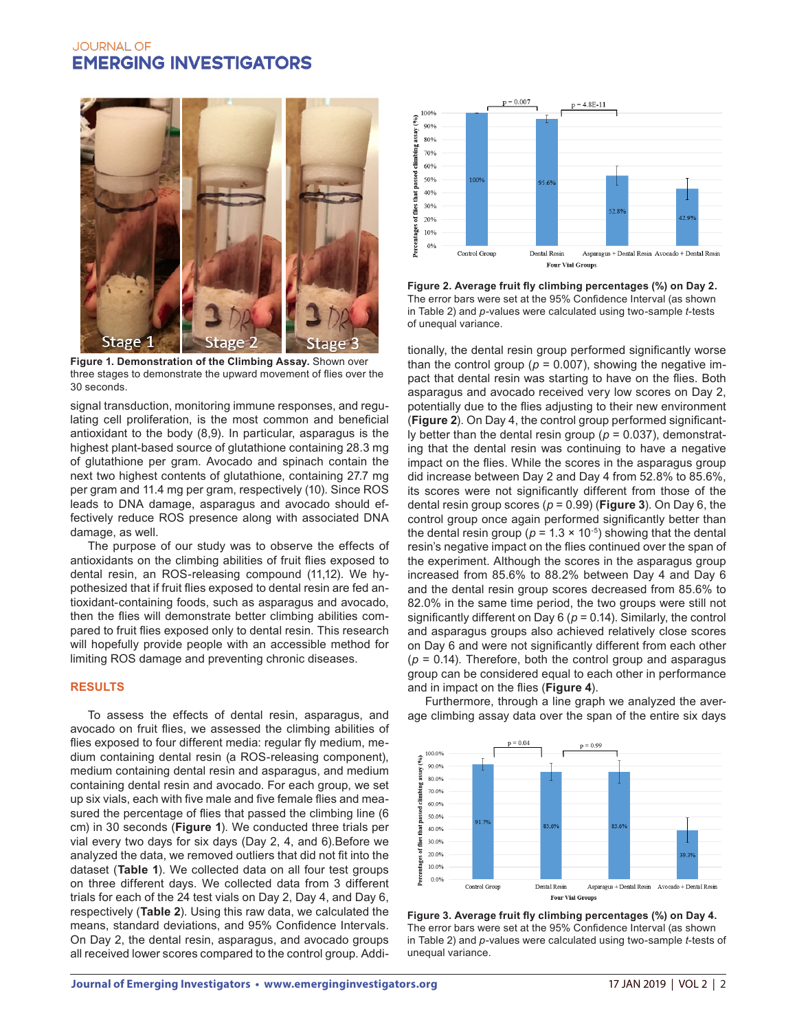**Figure 1. Demonstration of the Climbing Assay.** Shown over three stages to demonstrate the upward movement of flies over the 30 seconds.

signal transduction, monitoring immune responses, and regulating cell proliferation, is the most common and beneficial antioxidant to the body (8,9). In particular, asparagus is the highest plant-based source of glutathione containing 28.3 mg of glutathione per gram. Avocado and spinach contain the next two highest contents of glutathione, containing 27.7 mg per gram and 11.4 mg per gram, respectively (10). Since ROS leads to DNA damage, asparagus and avocado should effectively reduce ROS presence along with associated DNA damage, as well.

The purpose of our study was to observe the effects of antioxidants on the climbing abilities of fruit flies exposed to dental resin, an ROS-releasing compound (11,12). We hypothesized that if fruit flies exposed to dental resin are fed antioxidant-containing foods, such as asparagus and avocado, then the flies will demonstrate better climbing abilities compared to fruit flies exposed only to dental resin. This research will hopefully provide people with an accessible method for limiting ROS damage and preventing chronic diseases.

## RESULTS

To assess the effects of dental resin, asparagus, and avocado on fruit flies, we assessed the climbing abilities of flies exposed to four different media: regular fly medium, medium containing dental resin (a ROS-releasing component), medium containing dental resin and asparagus, and medium containing dental resin and avocado. For each group, we set up six vials, each with five male and five female flies and measured the percentage of flies that passed the climbing line (6 cm) in 30 seconds (**Figure 1**). We conducted three trials per vial every two days for six days (Day 2, 4, and 6).Before we analyzed the data, we removed outliers that did not fit into the dataset (**Table 1**). We collected data on all four test groups on three different days. We collected data from 3 different trials for each of the 24 test vials on Day 2, Day 4, and Day 6, respectively (**Table 2**). Using this raw data, we calculated the means, standard deviations, and 95% Confidence Intervals. On Day 2, the dental resin, asparagus, and avocado groups all received lower scores compared to the control group. Additionally, the dental resin group performed significantly worse than the control group ($p$ = 0.007), showing the negative impact that dental resin was starting to have on the flies. Both asparagus and avocado received very low scores on Day 2, potentially due to the flies adjusting to their new environment (**Figure 2**). On Day 4, the control group performed significantly better than the dental resin group ($p$ = 0.037), demonstrating that the dental resin was continuing to have a negative impact on the flies. While the scores in the asparagus group did increase between Day 2 and Day 4 from 52.8% to 85.6%, its scores were not significantly different from those of the dental resin group scores ($p$ = 0.99) (**Figure 3**). On Day 6, the control group once again performed significantly better than the dental resin group ($p = 1.3 \times 10^{-5}$) showing that the dental resin's negative impact on the flies continued over the span of the experiment. Although the scores in the asparagus group increased from 85.6% to 88.2% between Day 4 and Day 6 and the dental resin group scores decreased from 85.6% to 82.0% in the same time period, the two groups were still not significantly different on Day 6 ($p$ = 0.14). Similarly, the control and asparagus groups also achieved relatively close scores on Day 6 and were not significantly different from each other ($p$ = 0.14). Therefore, both the control group and asparagus group can be considered equal to each other in performance and in impact on the flies (**Figure 4**).

Furthermore, through a line graph we analyzed the average climbing assay data over the span of the entire six days

**Figure 2. Average fruit fly climbing percentages (%) on Day 2.** The error bars were set at the 95% Confidence Interval (as shown in Table 2) and $p$-values were calculated using two-sample $t$-tests of unequal variance.

**Figure 3. Average fruit fly climbing percentages (%) on Day 4.** The error bars were set at the 95% Confidence Interval (as shown in Table 2) and $p$-values were calculated using two-sample $t$-tests of unequal variance.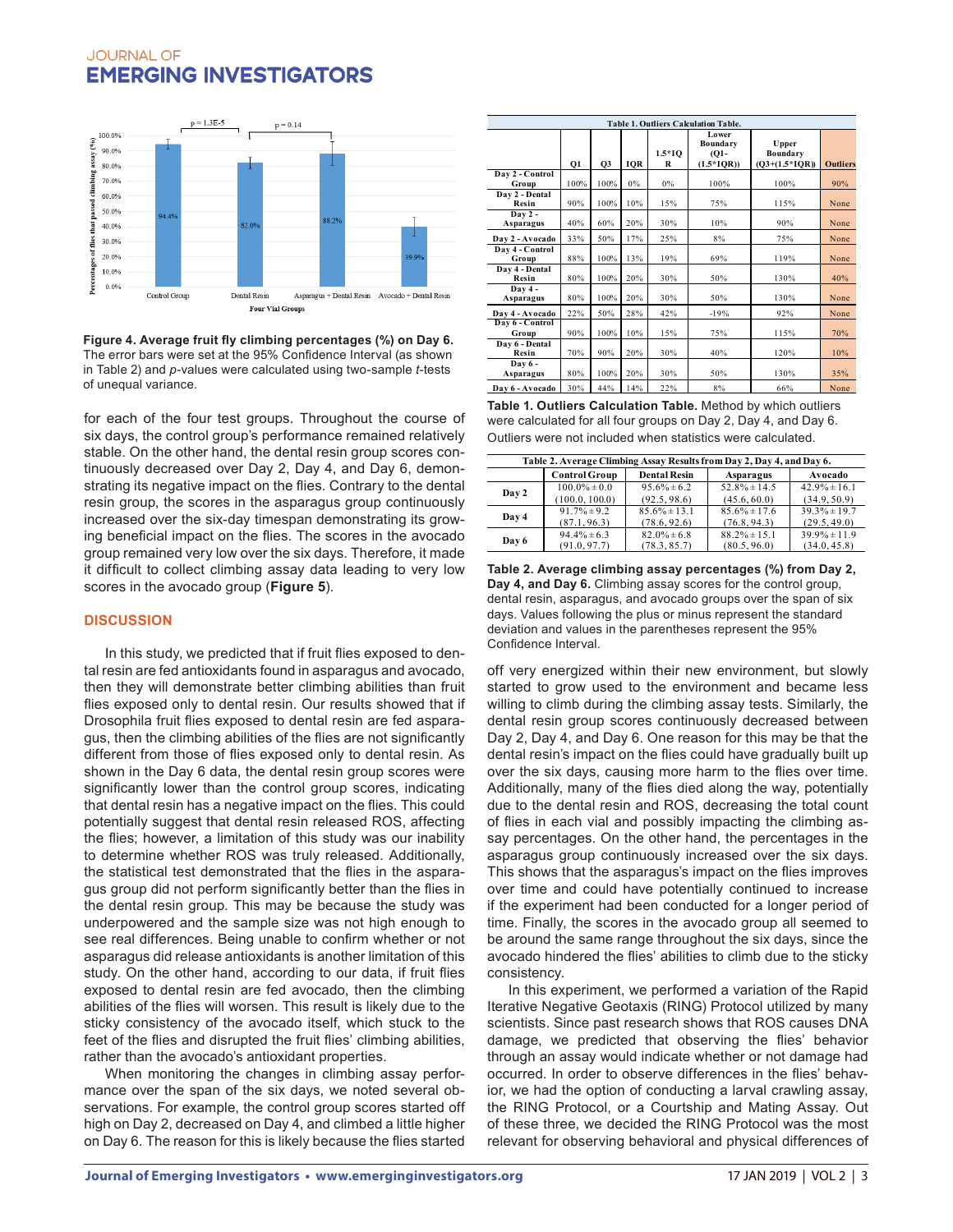Figure 4. Average fruit fly climbing percentages (%) on Day 6. The error bars were set at the 95% Confidence Interval (as shown in Table 2) and *p*-values were calculated using two-sample *t*-tests of unequal variance.

for each of the four test groups. Throughout the course of six days, the control group's performance remained relatively stable. On the other hand, the dental resin group scores continuously decreased over Day 2, Day 4, and Day 6, demonstrating its negative impact on the flies. Contrary to the dental resin group, the scores in the asparagus group continuously increased over the six-day timespan demonstrating its growing beneficial impact on the flies. The scores in the avocado group remained very low over the six days. Therefore, it made it difficult to collect climbing assay data leading to very low scores in the avocado group (**Figure 5**).

## DISCUSSION

In this study, we predicted that if fruit flies exposed to dental resin are fed antioxidants found in asparagus and avocado, then they will demonstrate better climbing abilities than fruit flies exposed only to dental resin. Our results showed that if Drosophila fruit flies exposed to dental resin are fed asparagus, then the climbing abilities of the flies are not significantly different from those of flies exposed only to dental resin. As shown in the Day 6 data, the dental resin group scores were significantly lower than the control group scores, indicating that dental resin has a negative impact on the flies. This could potentially suggest that dental resin released ROS, affecting the flies; however, a limitation of this study was our inability to determine whether ROS was truly released. Additionally, the statistical test demonstrated that the flies in the asparagus group did not perform significantly better than the flies in the dental resin group. This may be because the study was underpowered and the sample size was not high enough to see real differences. Being unable to confirm whether or not asparagus did release antioxidants is another limitation of this study. On the other hand, according to our data, if fruit flies exposed to dental resin are fed avocado, then the climbing abilities of the flies will worsen. This result is likely due to the sticky consistency of the avocado itself, which stuck to the feet of the flies and disrupted the fruit flies' climbing abilities, rather than the avocado's antioxidant properties.

When monitoring the changes in climbing assay performance over the span of the six days, we noted several observations. For example, the control group scores started off high on Day 2, decreased on Day 4, and climbed a little higher on Day 6. The reason for this is likely because the flies started off very energized within their new environment, but slowly started to grow used to the environment and became less willing to climb during the climbing assay tests. Similarly, the dental resin group scores continuously decreased between Day 2, Day 4, and Day 6. One reason for this may be that the dental resin's impact on the flies could have gradually built up over the six days, causing more harm to the flies over time. Additionally, many of the flies died along the way, potentially due to the dental resin and ROS, decreasing the total count of flies in each vial and possibly impacting the climbing assay percentages. On the other hand, the percentages in the asparagus group continuously increased over the six days. This shows that the asparagus's impact on the flies improves over time and could have potentially continued to increase if the experiment had been conducted for a longer period of time. Finally, the scores in the avocado group all seemed to be around the same range throughout the six days, since the avocado hindered the flies' abilities to climb due to the sticky consistency.

In this experiment, we performed a variation of the Rapid Iterative Negative Geotaxis (RING) Protocol utilized by many scientists. Since past research shows that ROS causes DNA damage, we predicted that observing the flies' behavior through an assay would indicate whether or not damage had occurred. In order to observe differences in the flies' behavior, we had the option of conducting a larval crawling assay, the RING Protocol, or a Courtship and Mating Assay. Out of these three, we decided the RING Protocol was the most relevant for observing behavioral and physical differences of

**Table 1. Outliers Calculation Table.**

| | Q1 | Q3 | IQR | 1.5*IQR | Lower Boundary (Q1-(1.5*IQR)) | Upper Boundary (Q3+(1.5*IQR)) | Outliers |
|---|---|---|---|---|---|---|---|
| Day 2 - Control Group | 100% | 100% | 0% | 0% | 100% | 100% | 90% |
| Day 2 - Dental Resin | 90% | 100% | 10% | 15% | 75% | 115% | None |
| Day 2 - Asparagus | 40% | 60% | 20% | 30% | 10% | 90% | None |
| Day 2 - Avocado | 33% | 50% | 17% | 25% | 8% | 75% | None |
| Day 4 - Control Group | 88% | 100% | 13% | 19% | 69% | 119% | None |
| Day 4 - Dental Resin | 80% | 100% | 20% | 30% | 50% | 130% | 40% |
| Day 4 - Asparagus | 80% | 100% | 20% | 30% | 50% | 130% | None |
| Day 4 - Avocado | 22% | 50% | 28% | 42% | -19% | 92% | None |
| Day 6 - Control Group | 90% | 100% | 10% | 15% | 75% | 115% | 70% |
| Day 6 - Dental Resin | 70% | 90% | 20% | 30% | 40% | 120% | 10% |
| Day 6 - Asparagus | 80% | 100% | 20% | 30% | 50% | 130% | 35% |
| Day 6 - Avocado | 30% | 44% | 14% | 22% | 8% | 66% | None |

**Table 1. Outliers Calculation Table.** Method by which outliers were calculated for all four groups on Day 2, Day 4, and Day 6. Outliers were not included when statistics were calculated.

**Table 2. Average Climbing Assay Results from Day 2, Day 4, and Day 6.**

| | Control Group | Dental Resin | Asparagus | Avocado |
|---|---|---|---|---|
| Day 2 | 100.0% ± 0.0 (100.0, 100.0) | 95.6% ± 6.2 (92.5, 98.6) | 52.8% ± 14.5 (45.6, 60.0) | 42.9% ± 16.1 (34.9, 50.9) |
| Day 4 | 91.7% ± 9.2 (87.1, 96.3) | 85.6% ± 13.1 (78.6, 92.6) | 85.6% ± 17.6 (76.8, 94.3) | 39.3% ± 19.7 (29.5, 49.0) |
| Day 6 | 94.4% ± 6.3 (91.0, 97.7) | 82.0% ± 6.8 (78.3, 85.7) | 88.2% ± 15.1 (80.5, 96.0) | 39.9% ± 11.9 (34.0, 45.8) |

**Table 2. Average climbing assay percentages (%) from Day 2, Day 4, and Day 6.** Climbing assay scores for the control group, dental resin, asparagus, and avocado groups over the span of six days. Values following the plus or minus represent the standard deviation and values in the parentheses represent the 95% Confidence Interval.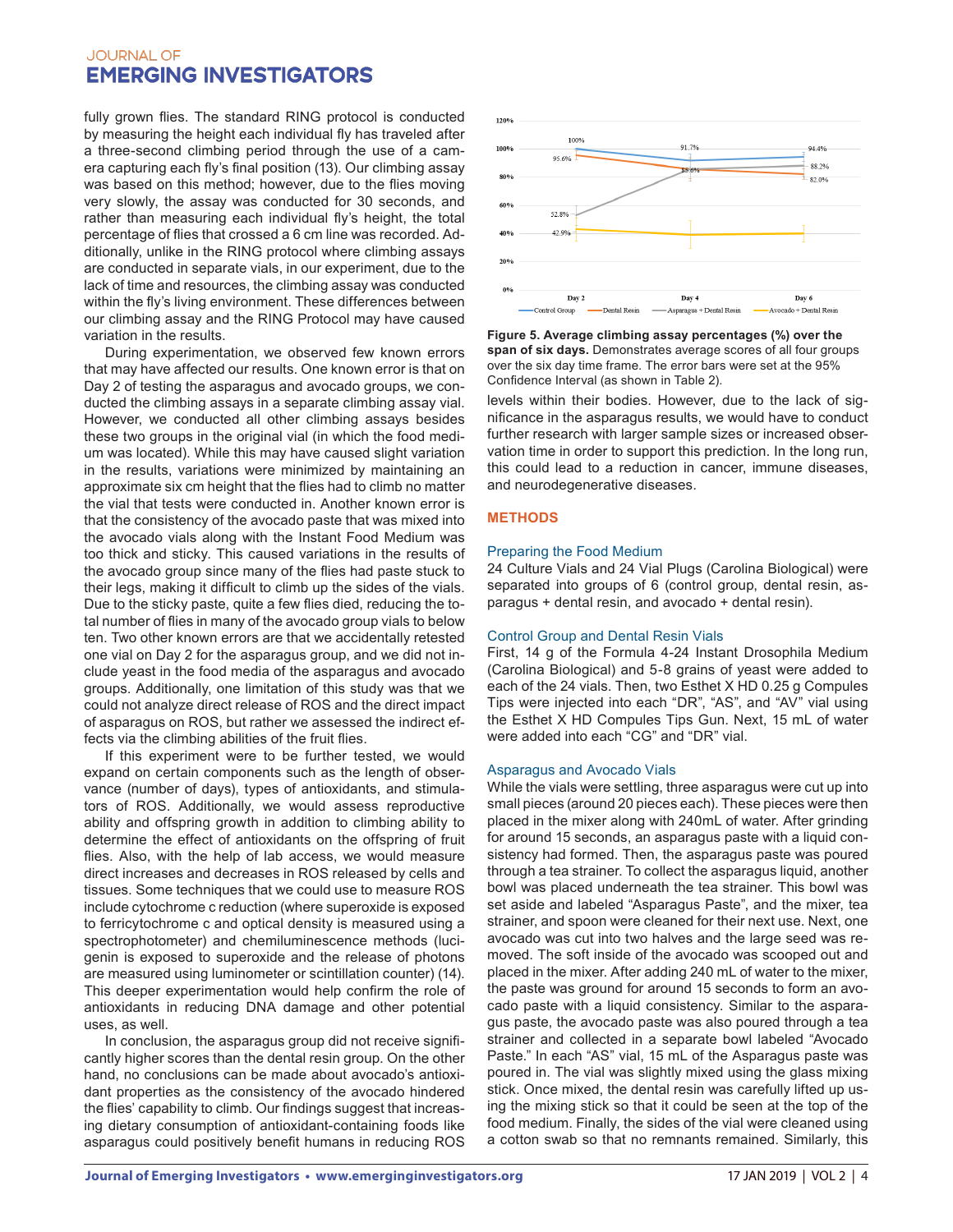fully grown flies. The standard RING protocol is conducted by measuring the height each individual fly has traveled after a three-second climbing period through the use of a camera capturing each fly's final position (13). Our climbing assay was based on this method; however, due to the flies moving very slowly, the assay was conducted for 30 seconds, and rather than measuring each individual fly's height, the total percentage of flies that crossed a 6 cm line was recorded. Additionally, unlike in the RING protocol where climbing assays are conducted in separate vials, in our experiment, due to the lack of time and resources, the climbing assay was conducted within the fly's living environment. These differences between our climbing assay and the RING Protocol may have caused variation in the results.

During experimentation, we observed few known errors that may have affected our results. One known error is that on Day 2 of testing the asparagus and avocado groups, we conducted the climbing assays in a separate climbing assay vial. However, we conducted all other climbing assays besides these two groups in the original vial (in which the food medium was located). While this may have caused slight variation in the results, variations were minimized by maintaining an approximate six cm height that the flies had to climb no matter the vial that tests were conducted in. Another known error is that the consistency of the avocado paste that was mixed into the avocado vials along with the Instant Food Medium was too thick and sticky. This caused variations in the results of the avocado group since many of the flies had paste stuck to their legs, making it difficult to climb up the sides of the vials. Due to the sticky paste, quite a few flies died, reducing the total number of flies in many of the avocado group vials to below ten. Two other known errors are that we accidentally retested one vial on Day 2 for the asparagus group, and we did not include yeast in the food media of the asparagus and avocado groups. Additionally, one limitation of this study was that we could not analyze direct release of ROS and the direct impact of asparagus on ROS, but rather we assessed the indirect effects via the climbing abilities of the fruit flies.

If this experiment were to be further tested, we would expand on certain components such as the length of observance (number of days), types of antioxidants, and stimulators of ROS. Additionally, we would assess reproductive ability and offspring growth in addition to climbing ability to determine the effect of antioxidants on the offspring of fruit flies. Also, with the help of lab access, we would measure direct increases and decreases in ROS released by cells and tissues. Some techniques that we could use to measure ROS include cytochrome c reduction (where superoxide is exposed to ferricytochrome c and optical density is measured using a spectrophotometer) and chemiluminescence methods (lucigenin is exposed to superoxide and the release of photons are measured using luminometer or scintillation counter) (14). This deeper experimentation would help confirm the role of antioxidants in reducing DNA damage and other potential uses, as well.

In conclusion, the asparagus group did not receive significantly higher scores than the dental resin group. On the other hand, no conclusions can be made about avocado's antioxidant properties as the consistency of the avocado hindered the flies' capability to climb. Our findings suggest that increasing dietary consumption of antioxidant-containing foods like asparagus could positively benefit humans in reducing ROS levels within their bodies. However, due to the lack of significance in the asparagus results, we would have to conduct further research with larger sample sizes or increased observation time in order to support this prediction. In the long run, this could lead to a reduction in cancer, immune diseases, and neurodegenerative diseases.

**Figure 5. Average climbing assay percentages (%) over the span of six days.** Demonstrates average scores of all four groups over the six day time frame. The error bars were set at the 95% Confidence Interval (as shown in Table 2).

## METHODS

### Preparing the Food Medium

24 Culture Vials and 24 Vial Plugs (Carolina Biological) were separated into groups of 6 (control group, dental resin, asparagus + dental resin, and avocado + dental resin).

### Control Group and Dental Resin Vials

First, 14 g of the Formula 4-24 Instant Drosophila Medium (Carolina Biological) and 5-8 grains of yeast were added to each of the 24 vials. Then, two Esthet X HD 0.25 g Compules Tips were injected into each "DR", "AS", and "AV" vial using the Esthet X HD Compules Tips Gun. Next, 15 mL of water were added into each "CG" and "DR" vial.

### Asparagus and Avocado Vials

While the vials were settling, three asparagus were cut up into small pieces (around 20 pieces each). These pieces were then placed in the mixer along with 240mL of water. After grinding for around 15 seconds, an asparagus paste with a liquid consistency had formed. Then, the asparagus paste was poured through a tea strainer. To collect the asparagus liquid, another bowl was placed underneath the tea strainer. This bowl was set aside and labeled "Asparagus Paste", and the mixer, tea strainer, and spoon were cleaned for their next use. Next, one avocado was cut into two halves and the large seed was removed. The soft inside of the avocado was scooped out and placed in the mixer. After adding 240 mL of water to the mixer, the paste was ground for around 15 seconds to form an avocado paste with a liquid consistency. Similar to the asparagus paste, the avocado paste was also poured through a tea strainer and collected in a separate bowl labeled "Avocado Paste." In each "AS" vial, 15 mL of the Asparagus paste was poured in. The vial was slightly mixed using the glass mixing stick. Once mixed, the dental resin was carefully lifted up using the mixing stick so that it could be seen at the top of the food medium. Finally, the sides of the vial were cleaned using a cotton swab so that no remnants remained. Similarly, this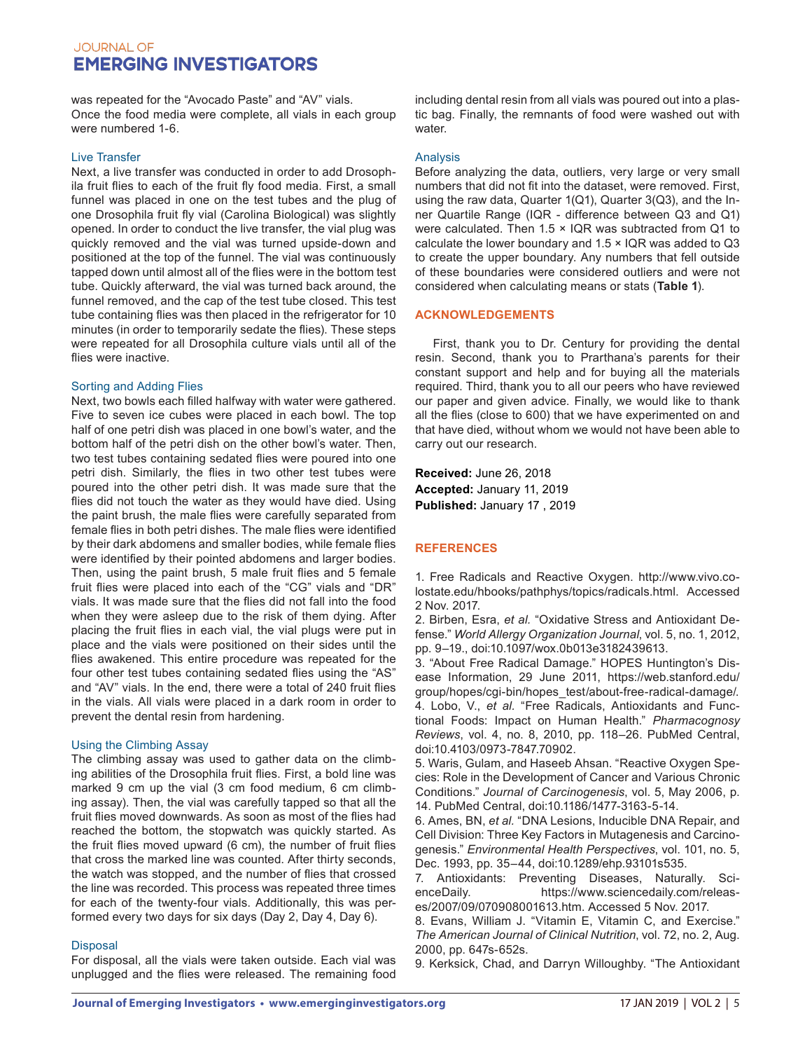was repeated for the "Avocado Paste" and "AV" vials. Once the food media were complete, all vials in each group were numbered 1-6.

### Live Transfer

Next, a live transfer was conducted in order to add Drosophila fruit flies to each of the fruit fly food media. First, a small funnel was placed in one on the test tubes and the plug of one Drosophila fruit fly vial (Carolina Biological) was slightly opened. In order to conduct the live transfer, the vial plug was quickly removed and the vial was turned upside-down and positioned at the top of the funnel. The vial was continuously tapped down until almost all of the flies were in the bottom test tube. Quickly afterward, the vial was turned back around, the funnel removed, and the cap of the test tube closed. This test tube containing flies was then placed in the refrigerator for 10 minutes (in order to temporarily sedate the flies). These steps were repeated for all Drosophila culture vials until all of the flies were inactive.

### Sorting and Adding Flies

Next, two bowls each filled halfway with water were gathered. Five to seven ice cubes were placed in each bowl. The top half of one petri dish was placed in one bowl's water, and the bottom half of the petri dish on the other bowl's water. Then, two test tubes containing sedated flies were poured into one petri dish. Similarly, the flies in two other test tubes were poured into the other petri dish. It was made sure that the flies did not touch the water as they would have died. Using the paint brush, the male flies were carefully separated from female flies in both petri dishes. The male flies were identified by their dark abdomens and smaller bodies, while female flies were identified by their pointed abdomens and larger bodies. Then, using the paint brush, 5 male fruit flies and 5 female fruit flies were placed into each of the "CG" vials and "DR" vials. It was made sure that the flies did not fall into the food when they were asleep due to the risk of them dying. After placing the fruit flies in each vial, the vial plugs were put in place and the vials were positioned on their sides until the flies awakened. This entire procedure was repeated for the four other test tubes containing sedated flies using the "AS" and "AV" vials. In the end, there were a total of 240 fruit flies in the vials. All vials were placed in a dark room in order to prevent the dental resin from hardening.

### Using the Climbing Assay

The climbing assay was used to gather data on the climbing abilities of the Drosophila fruit flies. First, a bold line was marked 9 cm up the vial (3 cm food medium, 6 cm climbing assay). Then, the vial was carefully tapped so that all the fruit flies moved downwards. As soon as most of the flies had reached the bottom, the stopwatch was quickly started. As the fruit flies moved upward (6 cm), the number of fruit flies that cross the marked line was counted. After thirty seconds, the watch was stopped, and the number of flies that crossed the line was recorded. This process was repeated three times for each of the twenty-four vials. Additionally, this was performed every two days for six days (Day 2, Day 4, Day 6).

### Disposal

For disposal, all the vials were taken outside. Each vial was unplugged and the flies were released. The remaining food including dental resin from all vials was poured out into a plastic bag. Finally, the remnants of food were washed out with water.

### Analysis

Before analyzing the data, outliers, very large or very small numbers that did not fit into the dataset, were removed. First, using the raw data, Quarter 1(Q1), Quarter 3(Q3), and the Inner Quartile Range (IQR - difference between Q3 and Q1) were calculated. Then 1.5 × IQR was subtracted from Q1 to calculate the lower boundary and 1.5 × IQR was added to Q3 to create the upper boundary. Any numbers that fell outside of these boundaries were considered outliers and were not considered when calculating means or stats (**Table 1**).

## ACKNOWLEDGEMENTS

First, thank you to Dr. Century for providing the dental resin. Second, thank you to Prarthana's parents for their constant support and help and for buying all the materials required. Third, thank you to all our peers who have reviewed our paper and given advice. Finally, we would like to thank all the flies (close to 600) that we have experimented on and that have died, without whom we would not have been able to carry out our research.

**Received:** June 26, 2018
**Accepted:** January 11, 2019
**Published:** January 17 , 2019

## REFERENCES

1. Free Radicals and Reactive Oxygen. http://www.vivo.colostate.edu/hbooks/pathphys/topics/radicals.html. Accessed 2 Nov. 2017.
2. Birben, Esra, *et al.* "Oxidative Stress and Antioxidant Defense." *World Allergy Organization Journal*, vol. 5, no. 1, 2012, pp. 9–19., doi:10.1097/wox.0b013e3182439613.
3. "About Free Radical Damage." HOPES Huntington's Disease Information, 29 June 2011, https://web.stanford.edu/group/hopes/cgi-bin/hopes_test/about-free-radical-damage/.
4. Lobo, V., *et al.* "Free Radicals, Antioxidants and Functional Foods: Impact on Human Health." *Pharmacognosy Reviews*, vol. 4, no. 8, 2010, pp. 118–26. PubMed Central, doi:10.4103/0973-7847.70902.
5. Waris, Gulam, and Haseeb Ahsan. "Reactive Oxygen Species: Role in the Development of Cancer and Various Chronic Conditions." *Journal of Carcinogenesis*, vol. 5, May 2006, p. 14. PubMed Central, doi:10.1186/1477-3163-5-14.
6. Ames, BN, *et al.* "DNA Lesions, Inducible DNA Repair, and Cell Division: Three Key Factors in Mutagenesis and Carcinogenesis." *Environmental Health Perspectives*, vol. 101, no. 5, Dec. 1993, pp. 35–44, doi:10.1289/ehp.93101s535.
7. Antioxidants: Preventing Diseases, Naturally. ScienceDaily. https://www.sciencedaily.com/releases/2007/09/070908001613.htm. Accessed 5 Nov. 2017.
8. Evans, William J. "Vitamin E, Vitamin C, and Exercise." *The American Journal of Clinical Nutrition*, vol. 72, no. 2, Aug. 2000, pp. 647s-652s.
9. Kerksick, Chad, and Darryn Willoughby. "The Antioxidant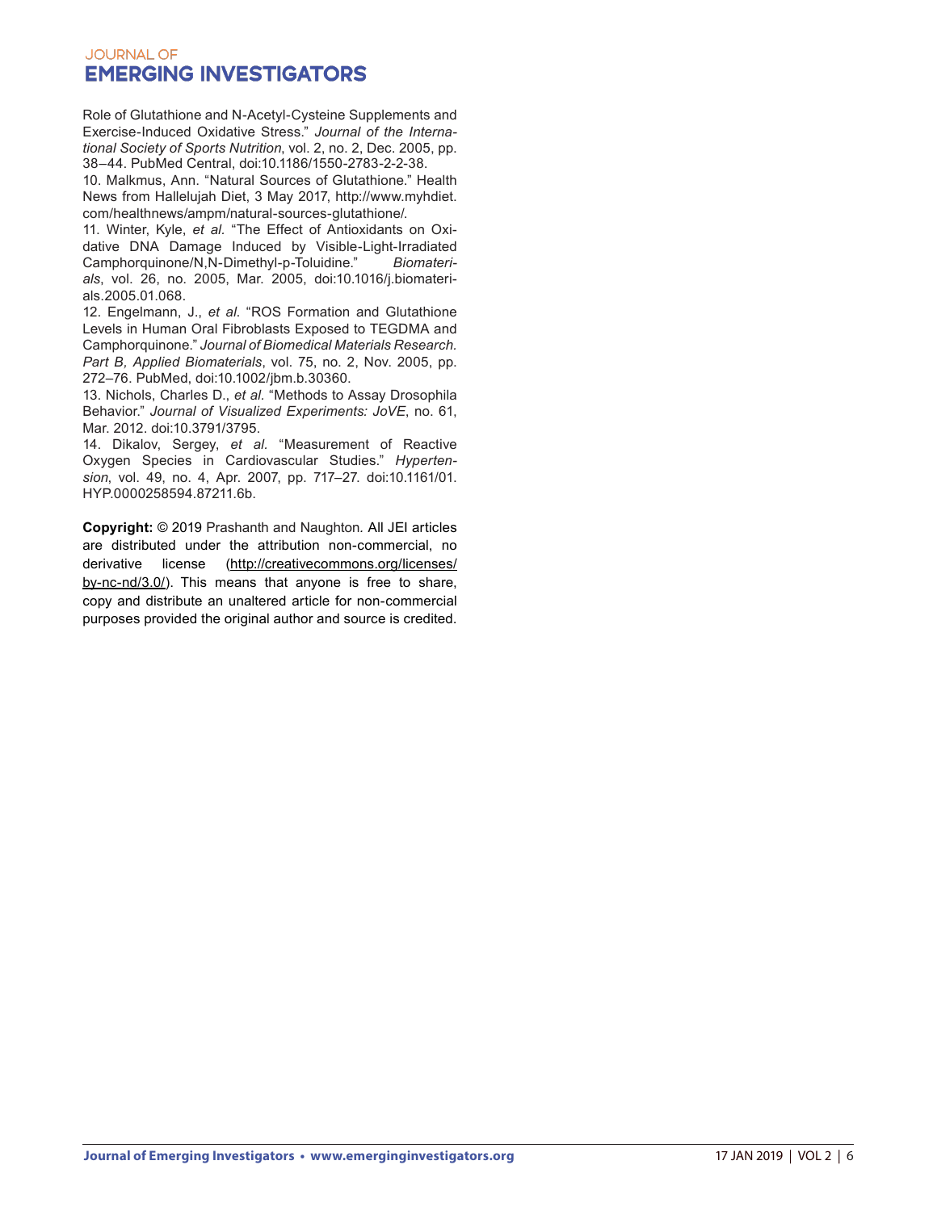Role of Glutathione and N-Acetyl-Cysteine Supplements and Exercise-Induced Oxidative Stress." *Journal of the International Society of Sports Nutrition*, vol. 2, no. 2, Dec. 2005, pp. 38–44. PubMed Central, doi:10.1186/1550-2783-2-2-38.

10. Malkmus, Ann. "Natural Sources of Glutathione." Health News from Hallelujah Diet, 3 May 2017, http://www.myhdiet.com/healthnews/ampm/natural-sources-glutathione/.

11. Winter, Kyle, *et al*. "The Effect of Antioxidants on Oxidative DNA Damage Induced by Visible-Light-Irradiated Camphorquinone/N,N-Dimethyl-p-Toluidine." *Biomaterials*, vol. 26, no. 2005, Mar. 2005, doi:10.1016/j.biomaterials.2005.01.068.

12. Engelmann, J., *et al*. "ROS Formation and Glutathione Levels in Human Oral Fibroblasts Exposed to TEGDMA and Camphorquinone." *Journal of Biomedical Materials Research. Part B, Applied Biomaterials*, vol. 75, no. 2, Nov. 2005, pp. 272–76. PubMed, doi:10.1002/jbm.b.30360.

13. Nichols, Charles D., *et al*. "Methods to Assay Drosophila Behavior." *Journal of Visualized Experiments: JoVE*, no. 61, Mar. 2012. doi:10.3791/3795.

14. Dikalov, Sergey, *et al.* "Measurement of Reactive Oxygen Species in Cardiovascular Studies." *Hypertension*, vol. 49, no. 4, Apr. 2007, pp. 717–27. doi:10.1161/01.HYP.0000258594.87211.6b.

**Copyright:** © 2019 Prashanth and Naughton. All JEI articles are distributed under the attribution non-commercial, no derivative license (http://creativecommons.org/licenses/by-nc-nd/3.0/). This means that anyone is free to share, copy and distribute an unaltered article for non-commercial purposes provided the original author and source is credited.